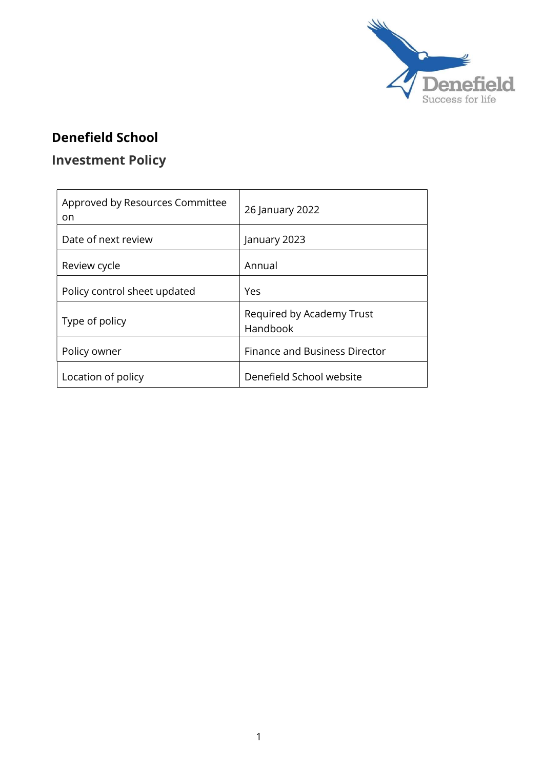# Denefield School

## Investment Policy

| | |
|---|---|
| Approved by Resources Committee on | 26 January 2022 |
| Date of next review | January 2023 |
| Review cycle | Annual |
| Policy control sheet updated | Yes |
| Type of policy | Required by Academy Trust Handbook |
| Policy owner | Finance and Business Director |
| Location of policy | Denefield School website |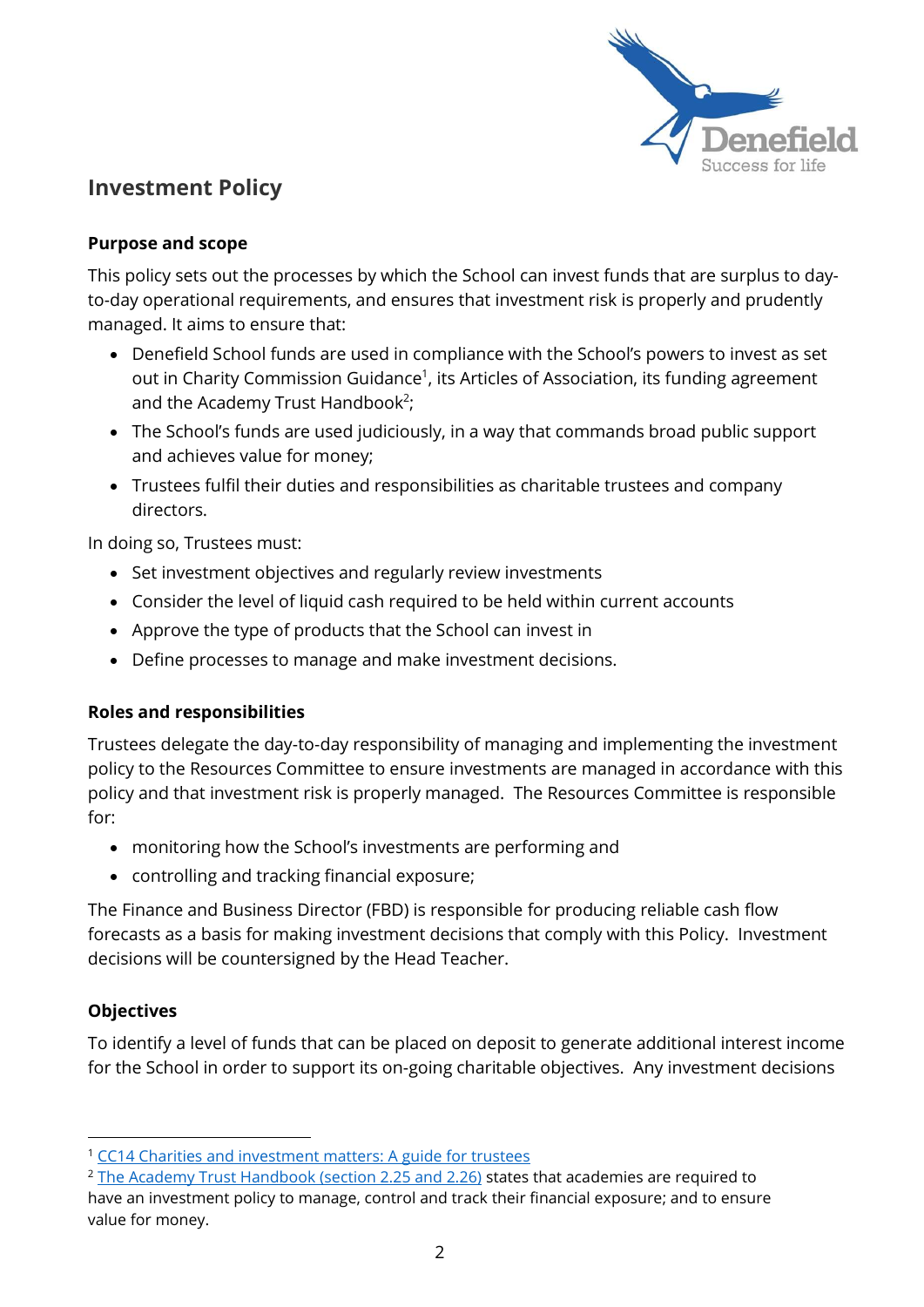## Investment Policy

### Purpose and scope

This policy sets out the processes by which the School can invest funds that are surplus to day-to-day operational requirements, and ensures that investment risk is properly and prudently managed. It aims to ensure that:

- Denefield School funds are used in compliance with the School's powers to invest as set out in Charity Commission Guidance[1], its Articles of Association, its funding agreement and the Academy Trust Handbook[2];
- The School's funds are used judiciously, in a way that commands broad public support and achieves value for money;
- Trustees fulfil their duties and responsibilities as charitable trustees and company directors.

In doing so, Trustees must:

- Set investment objectives and regularly review investments
- Consider the level of liquid cash required to be held within current accounts
- Approve the type of products that the School can invest in
- Define processes to manage and make investment decisions.

### Roles and responsibilities

Trustees delegate the day-to-day responsibility of managing and implementing the investment policy to the Resources Committee to ensure investments are managed in accordance with this policy and that investment risk is properly managed. The Resources Committee is responsible for:

- monitoring how the School's investments are performing and
- controlling and tracking financial exposure;

The Finance and Business Director (FBD) is responsible for producing reliable cash flow forecasts as a basis for making investment decisions that comply with this Policy. Investment decisions will be countersigned by the Head Teacher.

### Objectives

To identify a level of funds that can be placed on deposit to generate additional interest income for the School in order to support its on-going charitable objectives. Any investment decisions

---

[1] CC14 Charities and investment matters: A guide for trustees

[2] The Academy Trust Handbook (section 2.25 and 2.26) states that academies are required to have an investment policy to manage, control and track their financial exposure; and to ensure value for money.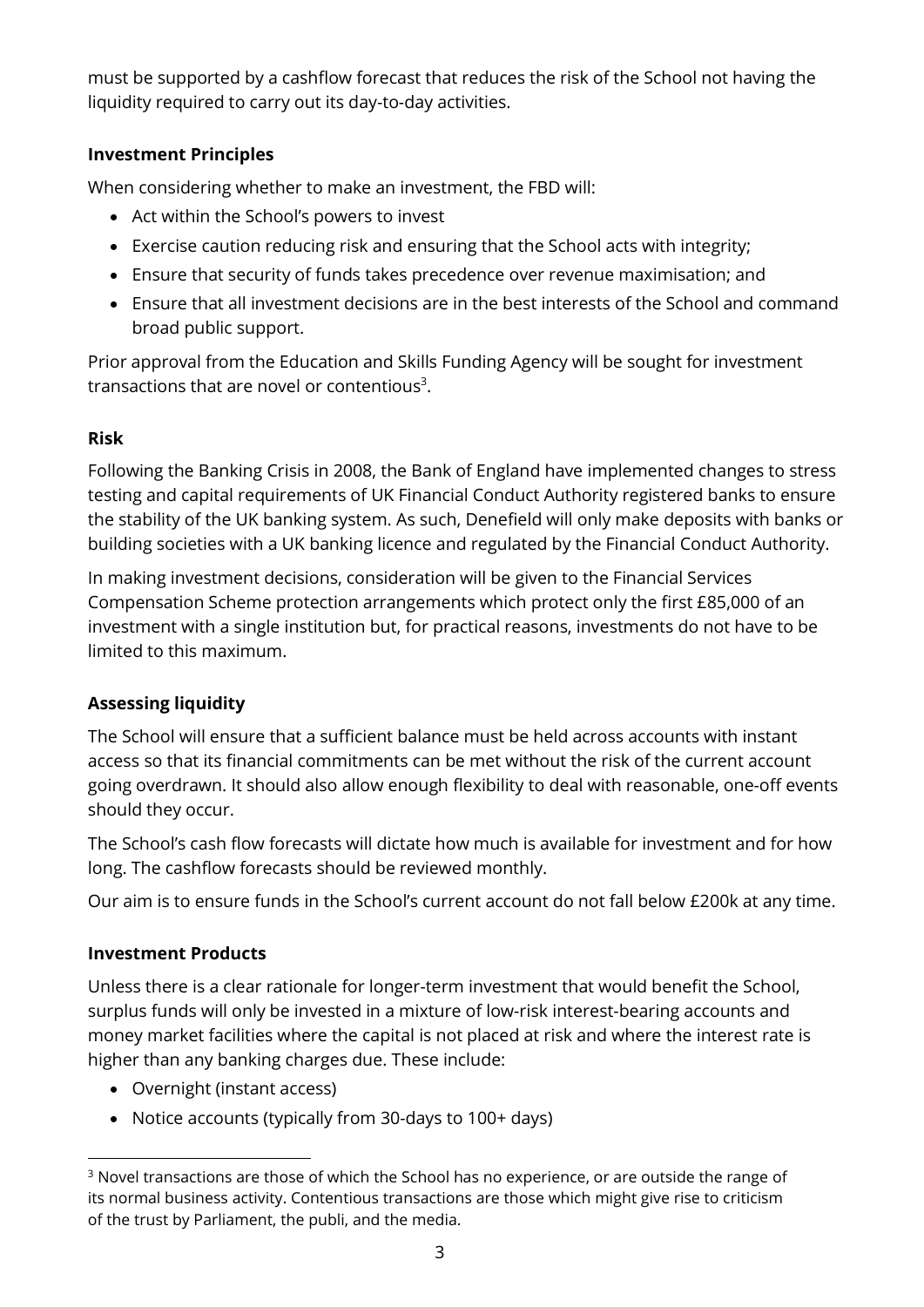must be supported by a cashflow forecast that reduces the risk of the School not having the liquidity required to carry out its day-to-day activities.

**Investment Principles**

When considering whether to make an investment, the FBD will:

- Act within the School's powers to invest
- Exercise caution reducing risk and ensuring that the School acts with integrity;
- Ensure that security of funds takes precedence over revenue maximisation; and
- Ensure that all investment decisions are in the best interests of the School and command broad public support.

Prior approval from the Education and Skills Funding Agency will be sought for investment transactions that are novel or contentious[3].

**Risk**

Following the Banking Crisis in 2008, the Bank of England have implemented changes to stress testing and capital requirements of UK Financial Conduct Authority registered banks to ensure the stability of the UK banking system. As such, Denefield will only make deposits with banks or building societies with a UK banking licence and regulated by the Financial Conduct Authority.

In making investment decisions, consideration will be given to the Financial Services Compensation Scheme protection arrangements which protect only the first £85,000 of an investment with a single institution but, for practical reasons, investments do not have to be limited to this maximum.

**Assessing liquidity**

The School will ensure that a sufficient balance must be held across accounts with instant access so that its financial commitments can be met without the risk of the current account going overdrawn. It should also allow enough flexibility to deal with reasonable, one-off events should they occur.

The School's cash flow forecasts will dictate how much is available for investment and for how long. The cashflow forecasts should be reviewed monthly.

Our aim is to ensure funds in the School's current account do not fall below £200k at any time.

**Investment Products**

Unless there is a clear rationale for longer-term investment that would benefit the School, surplus funds will only be invested in a mixture of low-risk interest-bearing accounts and money market facilities where the capital is not placed at risk and where the interest rate is higher than any banking charges due. These include:

- Overnight (instant access)
- Notice accounts (typically from 30-days to 100+ days)

[3] Novel transactions are those of which the School has no experience, or are outside the range of its normal business activity. Contentious transactions are those which might give rise to criticism of the trust by Parliament, the publi, and the media.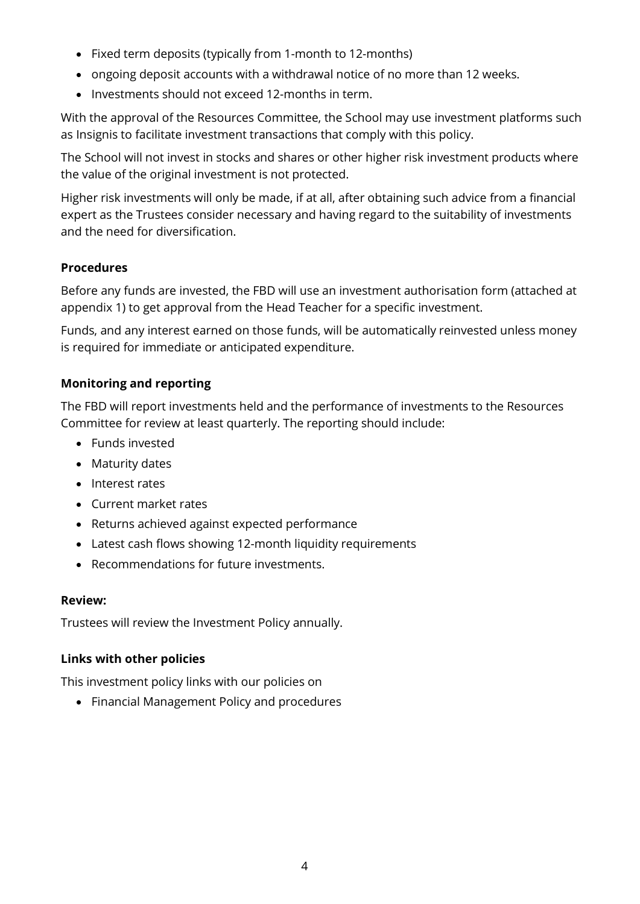- Fixed term deposits (typically from 1-month to 12-months)
- ongoing deposit accounts with a withdrawal notice of no more than 12 weeks.
- Investments should not exceed 12-months in term.

With the approval of the Resources Committee, the School may use investment platforms such as Insignis to facilitate investment transactions that comply with this policy.

The School will not invest in stocks and shares or other higher risk investment products where the value of the original investment is not protected.

Higher risk investments will only be made, if at all, after obtaining such advice from a financial expert as the Trustees consider necessary and having regard to the suitability of investments and the need for diversification.

**Procedures**

Before any funds are invested, the FBD will use an investment authorisation form (attached at appendix 1) to get approval from the Head Teacher for a specific investment.

Funds, and any interest earned on those funds, will be automatically reinvested unless money is required for immediate or anticipated expenditure.

**Monitoring and reporting**

The FBD will report investments held and the performance of investments to the Resources Committee for review at least quarterly. The reporting should include:

- Funds invested
- Maturity dates
- Interest rates
- Current market rates
- Returns achieved against expected performance
- Latest cash flows showing 12-month liquidity requirements
- Recommendations for future investments.

**Review:**

Trustees will review the Investment Policy annually.

**Links with other policies**

This investment policy links with our policies on

- Financial Management Policy and procedures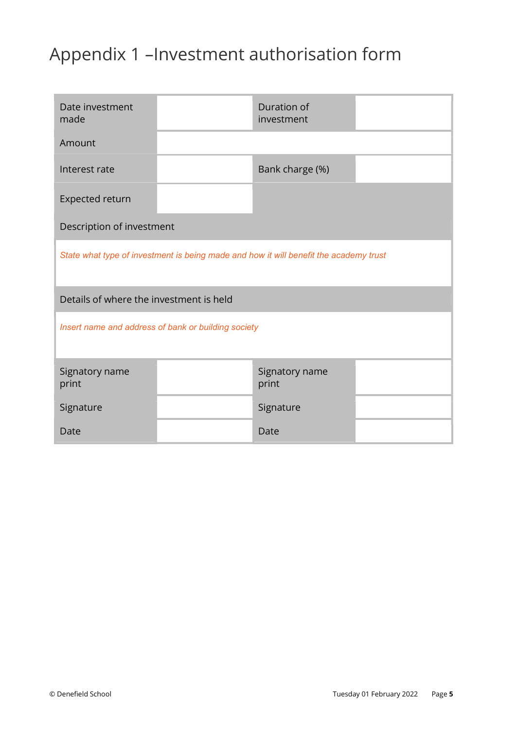# Appendix 1 –Investment authorisation form

| | | | |
|---|---|---|---|
| Date investment made | | Duration of investment | |
| Amount | | | |
| Interest rate | | Bank charge (%) | |
| Expected return | | | |
| Description of investment | | | |
| *State what type of investment is being made and how it will benefit the academy trust* | | | |
| Details of where the investment is held | | | |
| *Insert name and address of bank or building society* | | | |
| Signatory name print | | Signatory name print | |
| Signature | | Signature | |
| Date | | Date | |